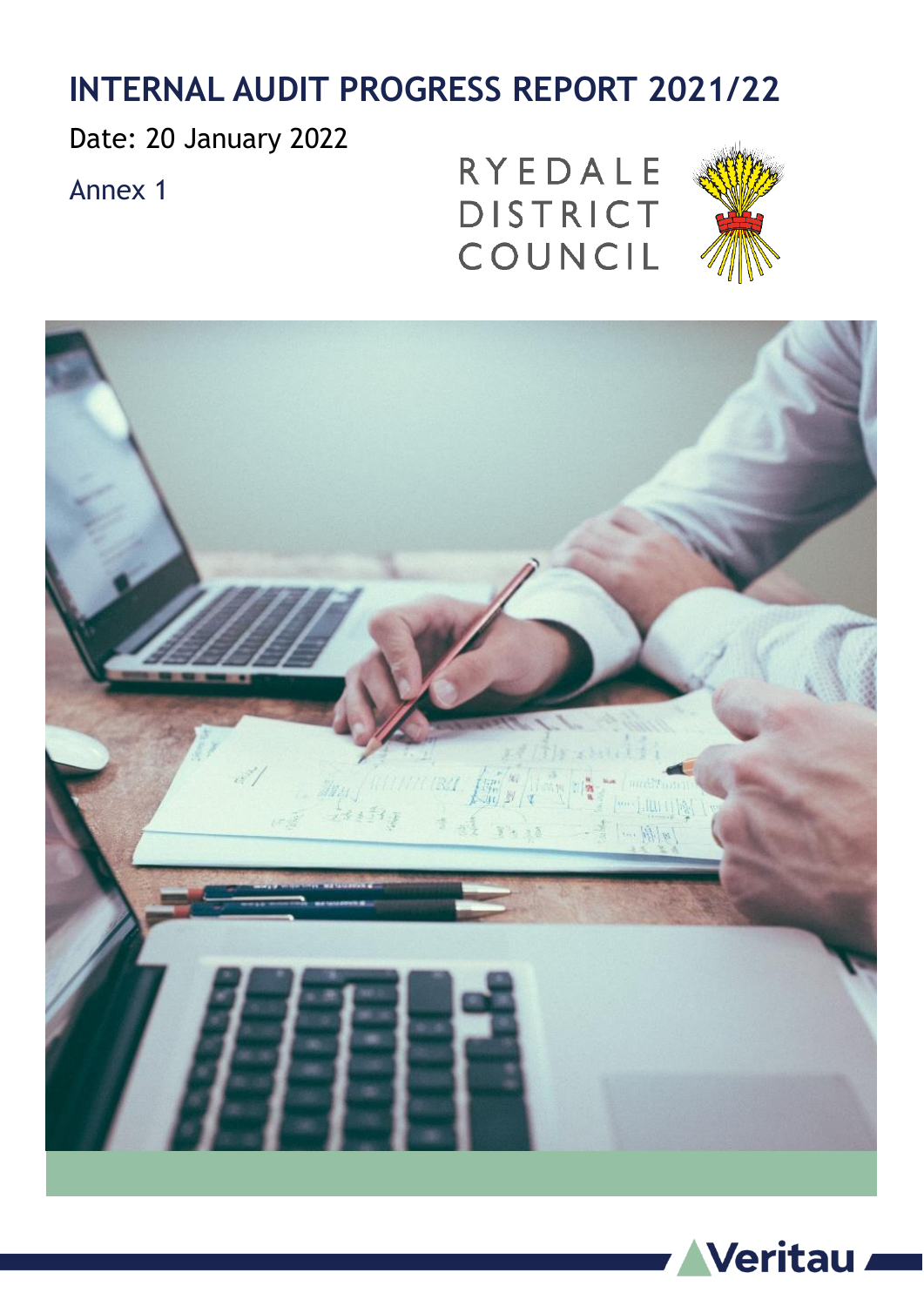# INTERNAL AUDIT PROGRESS REPORT 2021/22

Date: 20 January 2022

Annex 1

RYEDALE DISTRICT COUNCIL

Veritau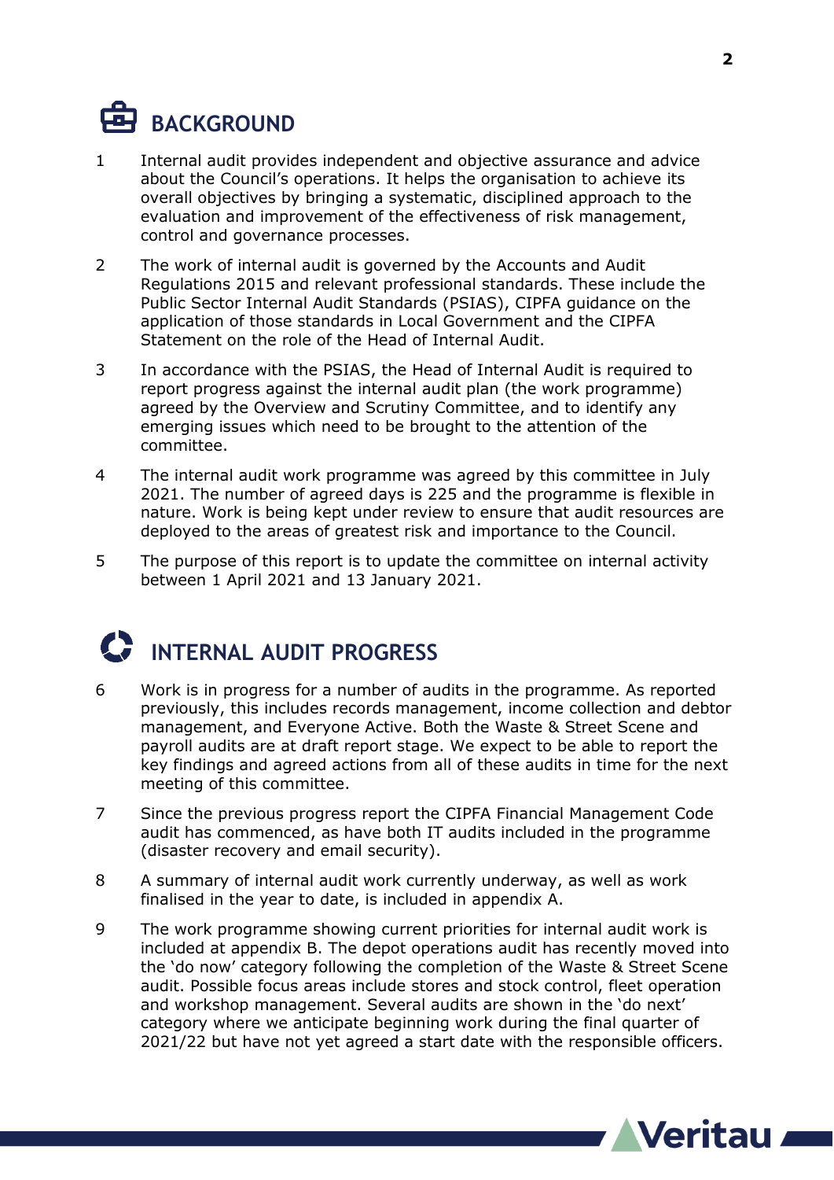## BACKGROUND

1 Internal audit provides independent and objective assurance and advice about the Council's operations. It helps the organisation to achieve its overall objectives by bringing a systematic, disciplined approach to the evaluation and improvement of the effectiveness of risk management, control and governance processes.

2 The work of internal audit is governed by the Accounts and Audit Regulations 2015 and relevant professional standards. These include the Public Sector Internal Audit Standards (PSIAS), CIPFA guidance on the application of those standards in Local Government and the CIPFA Statement on the role of the Head of Internal Audit.

3 In accordance with the PSIAS, the Head of Internal Audit is required to report progress against the internal audit plan (the work programme) agreed by the Overview and Scrutiny Committee, and to identify any emerging issues which need to be brought to the attention of the committee.

4 The internal audit work programme was agreed by this committee in July 2021. The number of agreed days is 225 and the programme is flexible in nature. Work is being kept under review to ensure that audit resources are deployed to the areas of greatest risk and importance to the Council.

5 The purpose of this report is to update the committee on internal activity between 1 April 2021 and 13 January 2021.

## INTERNAL AUDIT PROGRESS

6 Work is in progress for a number of audits in the programme. As reported previously, this includes records management, income collection and debtor management, and Everyone Active. Both the Waste & Street Scene and payroll audits are at draft report stage. We expect to be able to report the key findings and agreed actions from all of these audits in time for the next meeting of this committee.

7 Since the previous progress report the CIPFA Financial Management Code audit has commenced, as have both IT audits included in the programme (disaster recovery and email security).

8 A summary of internal audit work currently underway, as well as work finalised in the year to date, is included in appendix A.

9 The work programme showing current priorities for internal audit work is included at appendix B. The depot operations audit has recently moved into the 'do now' category following the completion of the Waste & Street Scene audit. Possible focus areas include stores and stock control, fleet operation and workshop management. Several audits are shown in the 'do next' category where we anticipate beginning work during the final quarter of 2021/22 but have not yet agreed a start date with the responsible officers.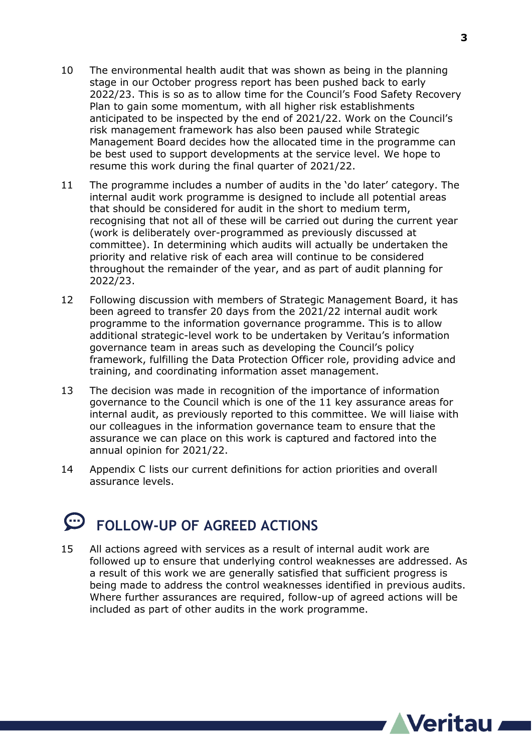10 The environmental health audit that was shown as being in the planning stage in our October progress report has been pushed back to early 2022/23. This is so as to allow time for the Council's Food Safety Recovery Plan to gain some momentum, with all higher risk establishments anticipated to be inspected by the end of 2021/22. Work on the Council's risk management framework has also been paused while Strategic Management Board decides how the allocated time in the programme can be best used to support developments at the service level. We hope to resume this work during the final quarter of 2021/22.

11 The programme includes a number of audits in the 'do later' category. The internal audit work programme is designed to include all potential areas that should be considered for audit in the short to medium term, recognising that not all of these will be carried out during the current year (work is deliberately over-programmed as previously discussed at committee). In determining which audits will actually be undertaken the priority and relative risk of each area will continue to be considered throughout the remainder of the year, and as part of audit planning for 2022/23.

12 Following discussion with members of Strategic Management Board, it has been agreed to transfer 20 days from the 2021/22 internal audit work programme to the information governance programme. This is to allow additional strategic-level work to be undertaken by Veritau's information governance team in areas such as developing the Council's policy framework, fulfilling the Data Protection Officer role, providing advice and training, and coordinating information asset management.

13 The decision was made in recognition of the importance of information governance to the Council which is one of the 11 key assurance areas for internal audit, as previously reported to this committee. We will liaise with our colleagues in the information governance team to ensure that the assurance we can place on this work is captured and factored into the annual opinion for 2021/22.

14 Appendix C lists our current definitions for action priorities and overall assurance levels.

## FOLLOW-UP OF AGREED ACTIONS

15 All actions agreed with services as a result of internal audit work are followed up to ensure that underlying control weaknesses are addressed. As a result of this work we are generally satisfied that sufficient progress is being made to address the control weaknesses identified in previous audits. Where further assurances are required, follow-up of agreed actions will be included as part of other audits in the work programme.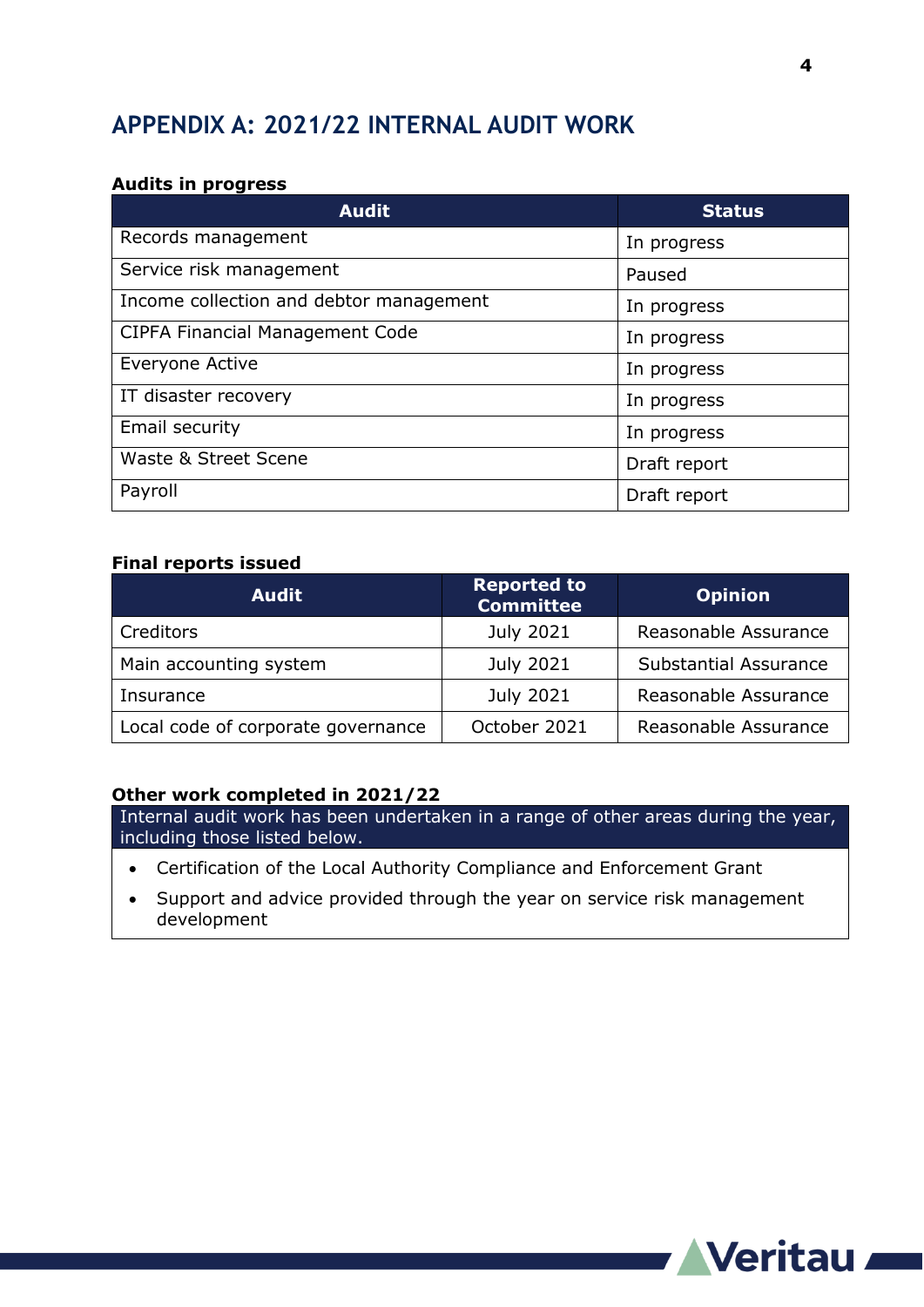# APPENDIX A: 2021/22 INTERNAL AUDIT WORK

**Audits in progress**

| Audit | Status |
|---|---|
| Records management | In progress |
| Service risk management | Paused |
| Income collection and debtor management | In progress |
| CIPFA Financial Management Code | In progress |
| Everyone Active | In progress |
| IT disaster recovery | In progress |
| Email security | In progress |
| Waste & Street Scene | Draft report |
| Payroll | Draft report |

**Final reports issued**

| Audit | Reported to Committee | Opinion |
|---|---|---|
| Creditors | July 2021 | Reasonable Assurance |
| Main accounting system | July 2021 | Substantial Assurance |
| Insurance | July 2021 | Reasonable Assurance |
| Local code of corporate governance | October 2021 | Reasonable Assurance |

**Other work completed in 2021/22**

Internal audit work has been undertaken in a range of other areas during the year, including those listed below.

- Certification of the Local Authority Compliance and Enforcement Grant
- Support and advice provided through the year on service risk management development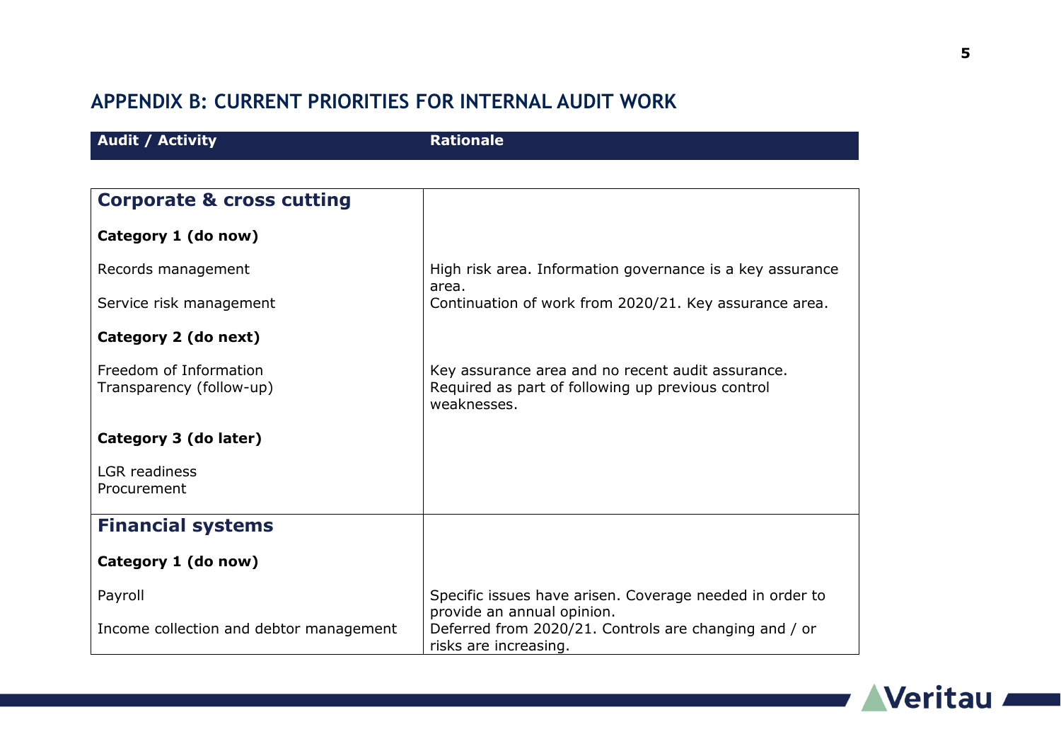## APPENDIX B: CURRENT PRIORITIES FOR INTERNAL AUDIT WORK

| Audit / Activity | Rationale |
| --- | --- |
| **Corporate & cross cutting** | |
| **Category 1 (do now)** | |
| Records management | High risk area. Information governance is a key assurance area. |
| Service risk management | Continuation of work from 2020/21. Key assurance area. |
| **Category 2 (do next)** | |
| Freedom of Information | Key assurance area and no recent audit assurance. |
| Transparency (follow-up) | Required as part of following up previous control weaknesses. |
| **Category 3 (do later)** | |
| LGR readiness | |
| Procurement | |
| **Financial systems** | |
| **Category 1 (do now)** | |
| Payroll | Specific issues have arisen. Coverage needed in order to provide an annual opinion. |
| Income collection and debtor management | Deferred from 2020/21. Controls are changing and / or risks are increasing. |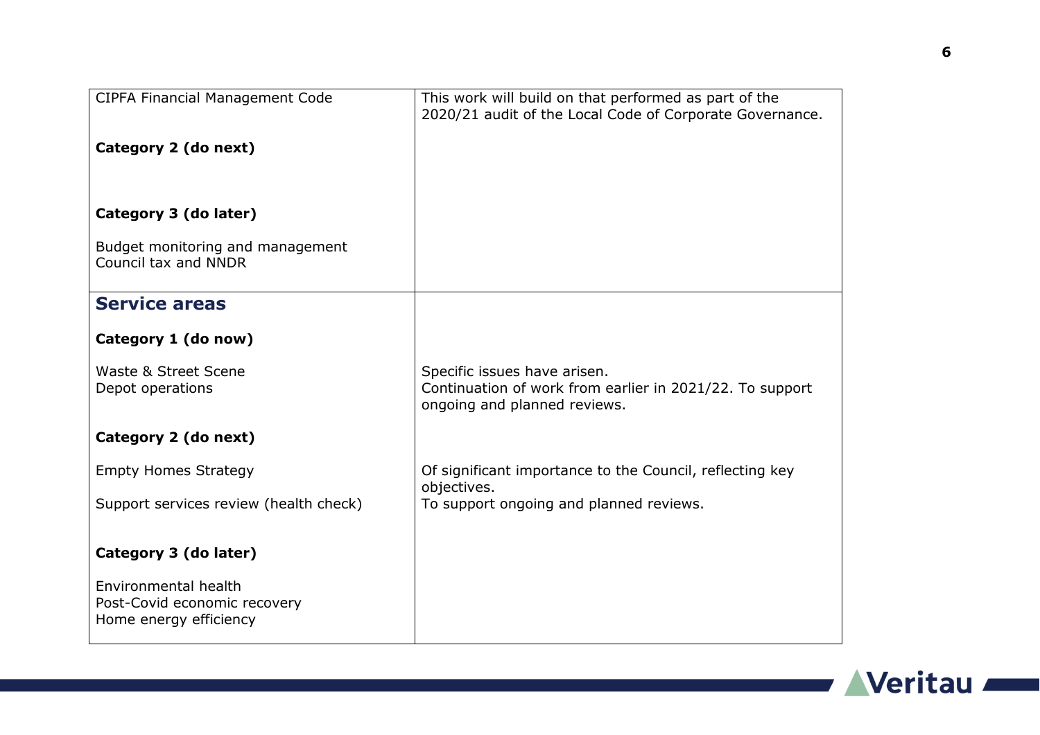| | |
|---|---|
| CIPFA Financial Management Code<br><br>**Category 2 (do next)**<br><br>**Category 3 (do later)**<br><br>Budget monitoring and management<br>Council tax and NNDR | This work will build on that performed as part of the 2020/21 audit of the Local Code of Corporate Governance. |
| **Service areas**<br><br>**Category 1 (do now)**<br><br>Waste & Street Scene<br>Depot operations<br><br>**Category 2 (do next)**<br><br>Empty Homes Strategy<br><br>Support services review (health check)<br><br>**Category 3 (do later)**<br><br>Environmental health<br>Post-Covid economic recovery<br>Home energy efficiency | <br><br><br><br>Specific issues have arisen.<br>Continuation of work from earlier in 2021/22. To support ongoing and planned reviews.<br><br><br><br>Of significant importance to the Council, reflecting key objectives.<br>To support ongoing and planned reviews. |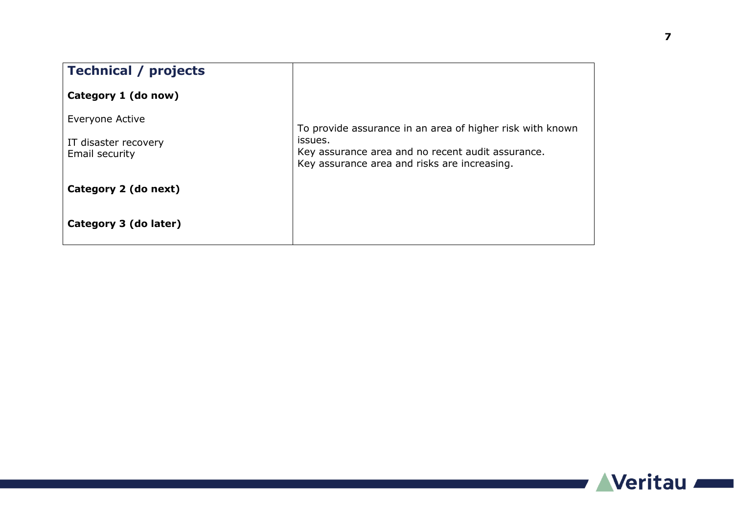| **Technical / projects** | |
|---|---|
| **Category 1 (do now)** | |
| Everyone Active | To provide assurance in an area of higher risk with known issues. |
| IT disaster recovery | Key assurance area and no recent audit assurance. |
| Email security | Key assurance area and risks are increasing. |
| **Category 2 (do next)** | |
| **Category 3 (do later)** | |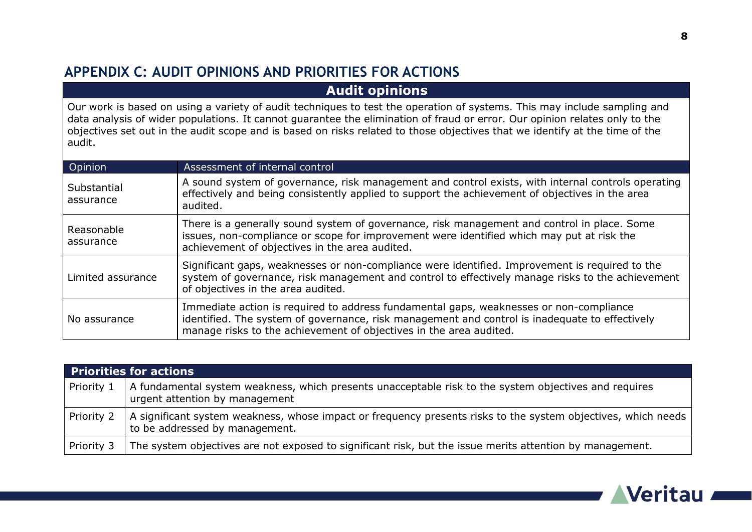## APPENDIX C: AUDIT OPINIONS AND PRIORITIES FOR ACTIONS

### Audit opinions

Our work is based on using a variety of audit techniques to test the operation of systems. This may include sampling and data analysis of wider populations. It cannot guarantee the elimination of fraud or error. Our opinion relates only to the objectives set out in the audit scope and is based on risks related to those objectives that we identify at the time of the audit.

| Opinion | Assessment of internal control |
|---|---|
| Substantial assurance | A sound system of governance, risk management and control exists, with internal controls operating effectively and being consistently applied to support the achievement of objectives in the area audited. |
| Reasonable assurance | There is a generally sound system of governance, risk management and control in place. Some issues, non-compliance or scope for improvement were identified which may put at risk the achievement of objectives in the area audited. |
| Limited assurance | Significant gaps, weaknesses or non-compliance were identified. Improvement is required to the system of governance, risk management and control to effectively manage risks to the achievement of objectives in the area audited. |
| No assurance | Immediate action is required to address fundamental gaps, weaknesses or non-compliance identified. The system of governance, risk management and control is inadequate to effectively manage risks to the achievement of objectives in the area audited. |

| Priorities for actions | |
|---|---|
| Priority 1 | A fundamental system weakness, which presents unacceptable risk to the system objectives and requires urgent attention by management |
| Priority 2 | A significant system weakness, whose impact or frequency presents risks to the system objectives, which needs to be addressed by management. |
| Priority 3 | The system objectives are not exposed to significant risk, but the issue merits attention by management. |